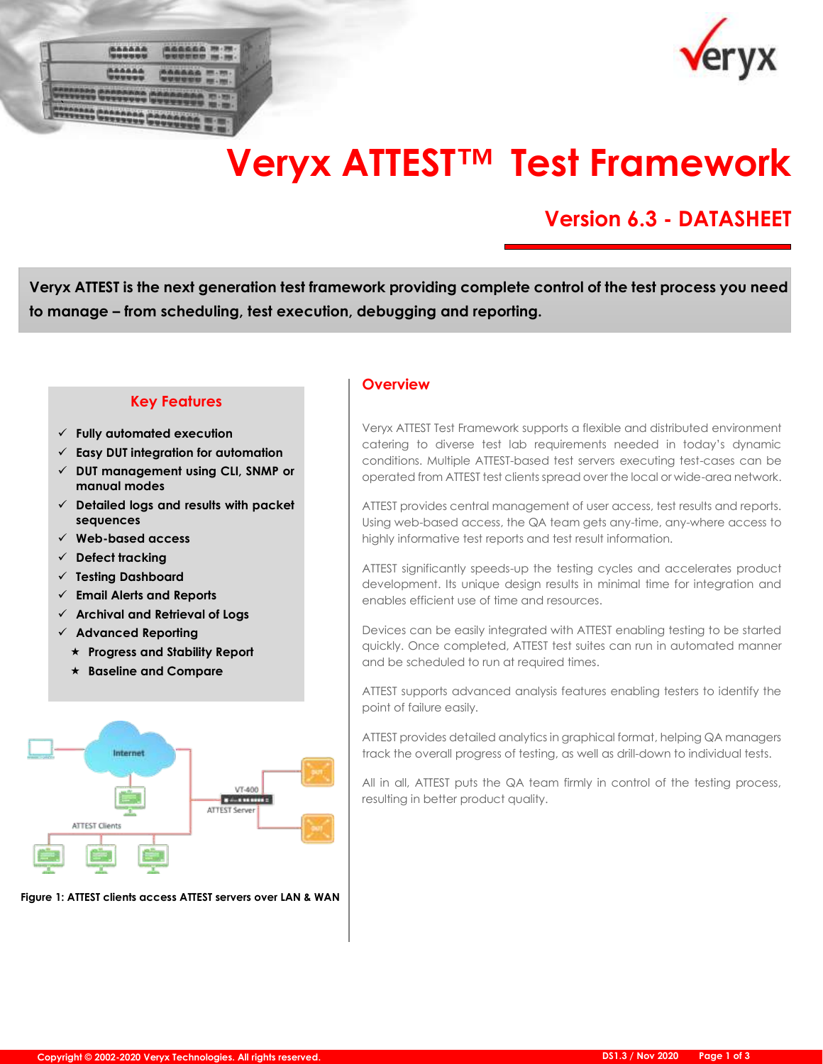# Veryx ATTEST™ Test Framework

## Version 6.3 - DATASHEET

**Veryx ATTEST is the next generation test framework providing complete control of the test process you need to manage – from scheduling, test execution, debugging and reporting.**

### Key Features

- ✓ **Fully automated execution**
- ✓ **Easy DUT integration for automation**
- ✓ **DUT management using CLI, SNMP or manual modes**
- ✓ **Detailed logs and results with packet sequences**
- ✓ **Web-based access**
- ✓ **Defect tracking**
- ✓ **Testing Dashboard**
- ✓ **Email Alerts and Reports**
- ✓ **Archival and Retrieval of Logs**
- ✓ **Advanced Reporting**
  - ★ **Progress and Stability Report**
  - ★ **Baseline and Compare**

**Figure 1: ATTEST clients access ATTEST servers over LAN & WAN**

## Overview

Veryx ATTEST Test Framework supports a flexible and distributed environment catering to diverse test lab requirements needed in today's dynamic conditions. Multiple ATTEST-based test servers executing test-cases can be operated from ATTEST test clients spread over the local or wide-area network.

ATTEST provides central management of user access, test results and reports. Using web-based access, the QA team gets any-time, any-where access to highly informative test reports and test result information.

ATTEST significantly speeds-up the testing cycles and accelerates product development. Its unique design results in minimal time for integration and enables efficient use of time and resources.

Devices can be easily integrated with ATTEST enabling testing to be started quickly. Once completed, ATTEST test suites can run in automated manner and be scheduled to run at required times.

ATTEST supports advanced analysis features enabling testers to identify the point of failure easily.

ATTEST provides detailed analytics in graphical format, helping QA managers track the overall progress of testing, as well as drill-down to individual tests.

All in all, ATTEST puts the QA team firmly in control of the testing process, resulting in better product quality.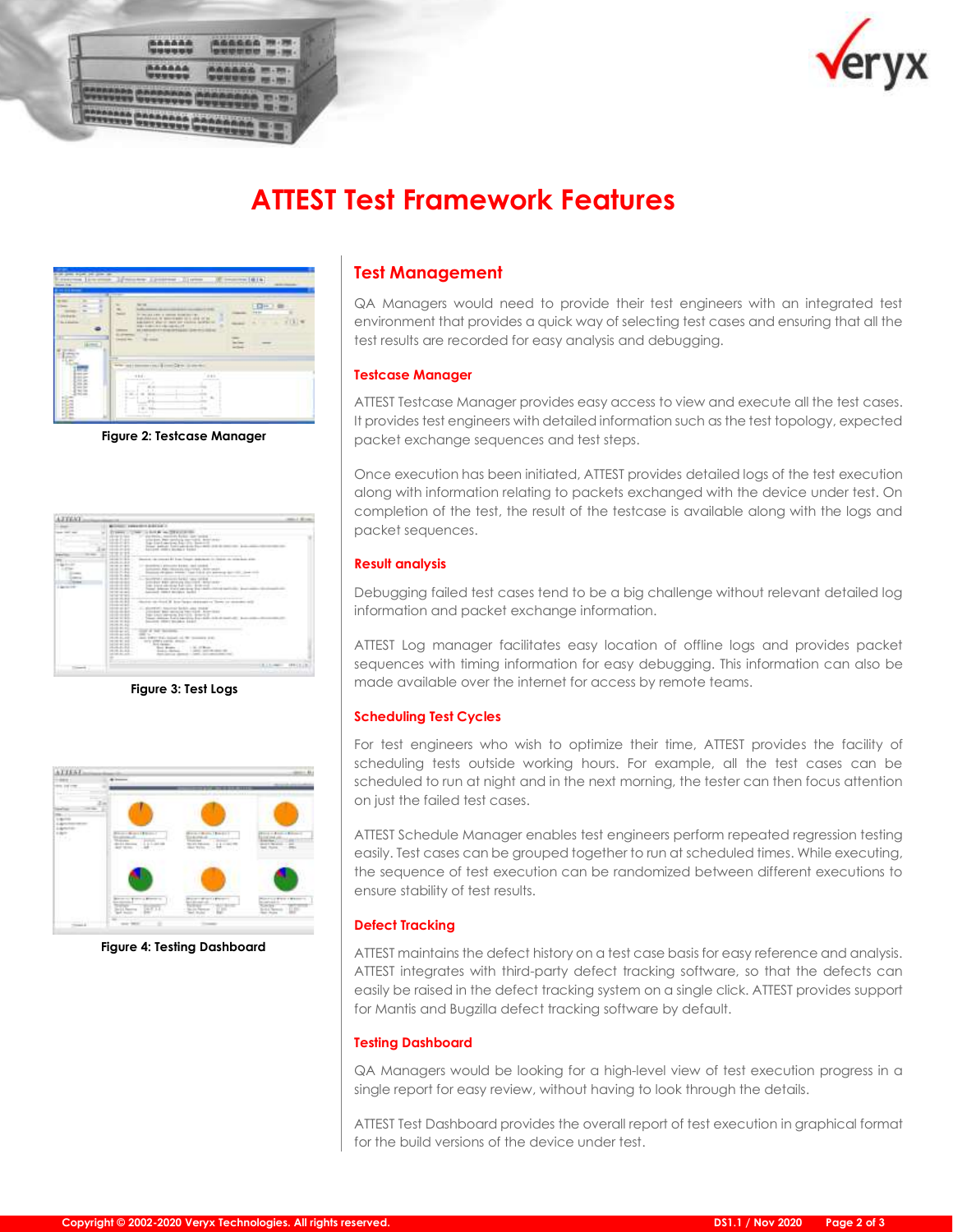# ATTEST Test Framework Features

Figure 2: Testcase Manager

Figure 3: Test Logs

Figure 4: Testing Dashboard

## Test Management

QA Managers would need to provide their test engineers with an integrated test environment that provides a quick way of selecting test cases and ensuring that all the test results are recorded for easy analysis and debugging.

### Testcase Manager

ATTEST Testcase Manager provides easy access to view and execute all the test cases. It provides test engineers with detailed information such as the test topology, expected packet exchange sequences and test steps.

Once execution has been initiated, ATTEST provides detailed logs of the test execution along with information relating to packets exchanged with the device under test. On completion of the test, the result of the testcase is available along with the logs and packet sequences.

### Result analysis

Debugging failed test cases tend to be a big challenge without relevant detailed log information and packet exchange information.

ATTEST Log manager facilitates easy location of offline logs and provides packet sequences with timing information for easy debugging. This information can also be made available over the internet for access by remote teams.

### Scheduling Test Cycles

For test engineers who wish to optimize their time, ATTEST provides the facility of scheduling tests outside working hours. For example, all the test cases can be scheduled to run at night and in the next morning, the tester can then focus attention on just the failed test cases.

ATTEST Schedule Manager enables test engineers perform repeated regression testing easily. Test cases can be grouped together to run at scheduled times. While executing, the sequence of test execution can be randomized between different executions to ensure stability of test results.

### Defect Tracking

ATTEST maintains the defect history on a test case basis for easy reference and analysis. ATTEST integrates with third-party defect tracking software, so that the defects can easily be raised in the defect tracking system on a single click. ATTEST provides support for Mantis and Bugzilla defect tracking software by default.

### Testing Dashboard

QA Managers would be looking for a high-level view of test execution progress in a single report for easy review, without having to look through the details.

ATTEST Test Dashboard provides the overall report of test execution in graphical format for the build versions of the device under test.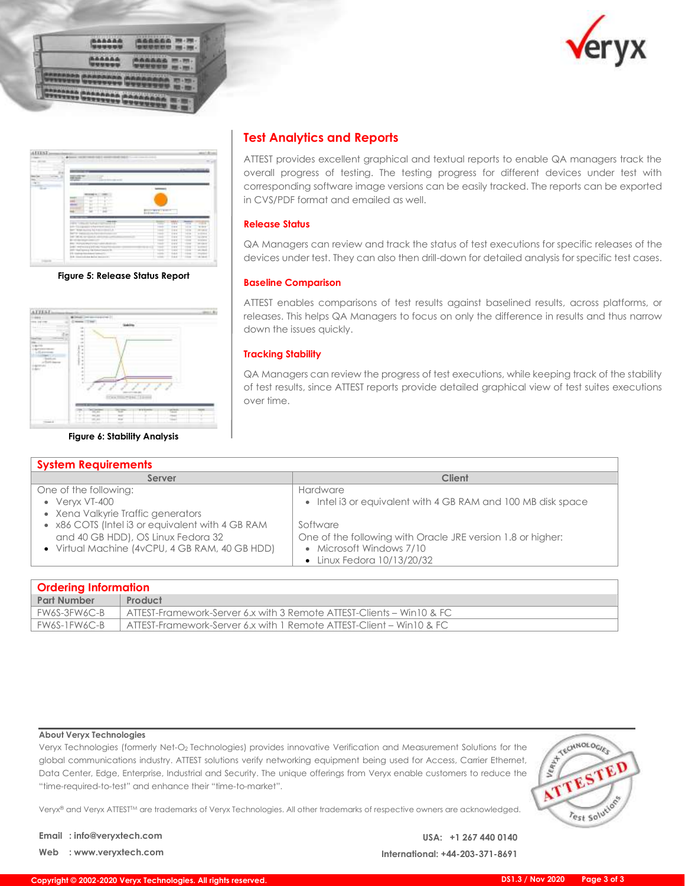Figure 5: Release Status Report

Figure 6: Stability Analysis

## Test Analytics and Reports

ATTEST provides excellent graphical and textual reports to enable QA managers track the overall progress of testing. The testing progress for different devices under test with corresponding software image versions can be easily tracked. The reports can be exported in CVS/PDF format and emailed as well.

### Release Status

QA Managers can review and track the status of test executions for specific releases of the devices under test. They can also then drill-down for detailed analysis for specific test cases.

### Baseline Comparison

ATTEST enables comparisons of test results against baselined results, across platforms, or releases. This helps QA Managers to focus on only the difference in results and thus narrow down the issues quickly.

### Tracking Stability

QA Managers can review the progress of test executions, while keeping track of the stability of test results, since ATTEST reports provide detailed graphical view of test suites executions over time.

## System Requirements

| Server | Client |
|---|---|
| One of the following:<br>• Veryx VT-400<br>• Xena Valkyrie Traffic generators<br>• x86 COTS (Intel i3 or equivalent with 4 GB RAM and 40 GB HDD), OS Linux Fedora 32<br>• Virtual Machine (4vCPU, 4 GB RAM, 40 GB HDD) | Hardware<br>• Intel i3 or equivalent with 4 GB RAM and 100 MB disk space<br><br>Software<br>One of the following with Oracle JRE version 1.8 or higher:<br>• Microsoft Windows 7/10<br>• Linux Fedora 10/13/20/32 |

## Ordering Information

| Part Number | Product |
|---|---|
| FW6S-3FW6C-B | ATTEST-Framework-Server 6.x with 3 Remote ATTEST-Clients – Win10 & FC |
| FW6S-1FW6C-B | ATTEST-Framework-Server 6.x with 1 Remote ATTEST-Client – Win10 & FC |

**About Veryx Technologies**

Veryx Technologies (formerly Net-$O_2$ Technologies) provides innovative Verification and Measurement Solutions for the global communications industry. ATTEST solutions verify networking equipment being used for Access, Carrier Ethernet, Data Center, Edge, Enterprise, Industrial and Security. The unique offerings from Veryx enable customers to reduce the "time-required-to-test" and enhance their "time-to-market".

Veryx® and Veryx ATTEST™ are trademarks of Veryx Technologies. All other trademarks of respective owners are acknowledged.

**Email : info@veryxtech.com**

**Web : www.veryxtech.com**

**USA: +1 267 440 0140**

**International: +44-203-371-8691**

**Copyright © 2002-2020 Veryx Technologies. All rights reserved.** **DS1.3 / Nov 2020**